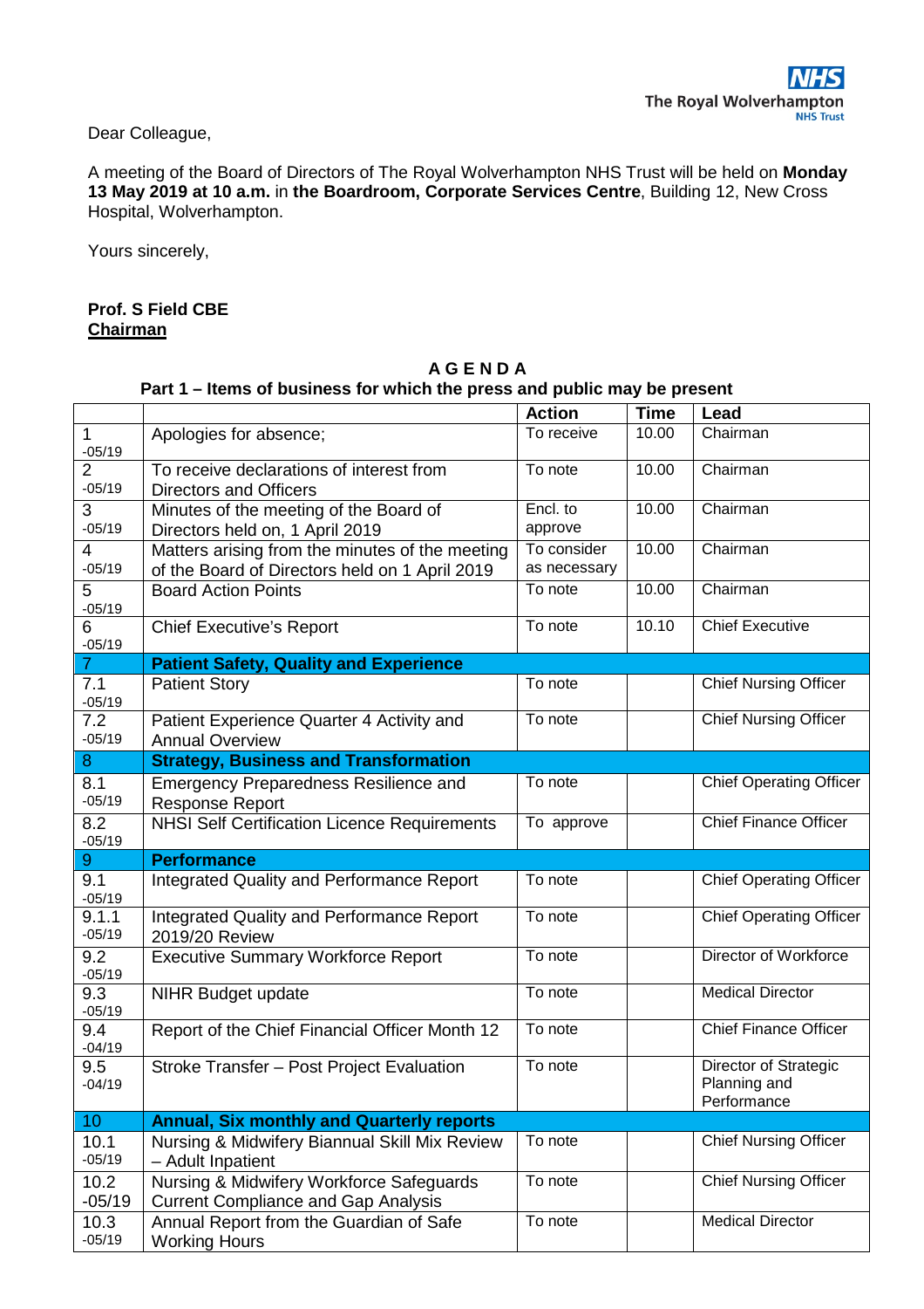**NHS**
**The Royal Wolverhampton NHS Trust**

Dear Colleague,

A meeting of the Board of Directors of The Royal Wolverhampton NHS Trust will be held on **Monday 13 May 2019 at 10 a.m.** in **the Boardroom, Corporate Services Centre**, Building 12, New Cross Hospital, Wolverhampton.

Yours sincerely,

**Prof. S Field CBE**
**Chairman**

**A G E N D A**

**Part 1 – Items of business for which the press and public may be present**

| | | Action | Time | Lead |
|---|---|---|---|---|
| 1 -05/19 | Apologies for absence; | To receive | 10.00 | Chairman |
| 2 -05/19 | To receive declarations of interest from Directors and Officers | To note | 10.00 | Chairman |
| 3 -05/19 | Minutes of the meeting of the Board of Directors held on, 1 April 2019 | Encl. to approve | 10.00 | Chairman |
| 4 -05/19 | Matters arising from the minutes of the meeting of the Board of Directors held on 1 April 2019 | To consider as necessary | 10.00 | Chairman |
| 5 -05/19 | Board Action Points | To note | 10.00 | Chairman |
| 6 -05/19 | Chief Executive's Report | To note | 10.10 | Chief Executive |
| 7 | **Patient Safety, Quality and Experience** | | | |
| 7.1 -05/19 | Patient Story | To note | | Chief Nursing Officer |
| 7.2 -05/19 | Patient Experience Quarter 4 Activity and Annual Overview | To note | | Chief Nursing Officer |
| 8 | **Strategy, Business and Transformation** | | | |
| 8.1 -05/19 | Emergency Preparedness Resilience and Response Report | To note | | Chief Operating Officer |
| 8.2 -05/19 | NHSI Self Certification Licence Requirements | To approve | | Chief Finance Officer |
| 9 | **Performance** | | | |
| 9.1 -05/19 | Integrated Quality and Performance Report | To note | | Chief Operating Officer |
| 9.1.1 -05/19 | Integrated Quality and Performance Report 2019/20 Review | To note | | Chief Operating Officer |
| 9.2 -05/19 | Executive Summary Workforce Report | To note | | Director of Workforce |
| 9.3 -05/19 | NIHR Budget update | To note | | Medical Director |
| 9.4 -04/19 | Report of the Chief Financial Officer Month 12 | To note | | Chief Finance Officer |
| 9.5 -04/19 | Stroke Transfer – Post Project Evaluation | To note | | Director of Strategic Planning and Performance |
| 10 | **Annual, Six monthly and Quarterly reports** | | | |
| 10.1 -05/19 | Nursing & Midwifery Biannual Skill Mix Review – Adult Inpatient | To note | | Chief Nursing Officer |
| 10.2 -05/19 | Nursing & Midwifery Workforce Safeguards Current Compliance and Gap Analysis | To note | | Chief Nursing Officer |
| 10.3 -05/19 | Annual Report from the Guardian of Safe Working Hours | To note | | Medical Director |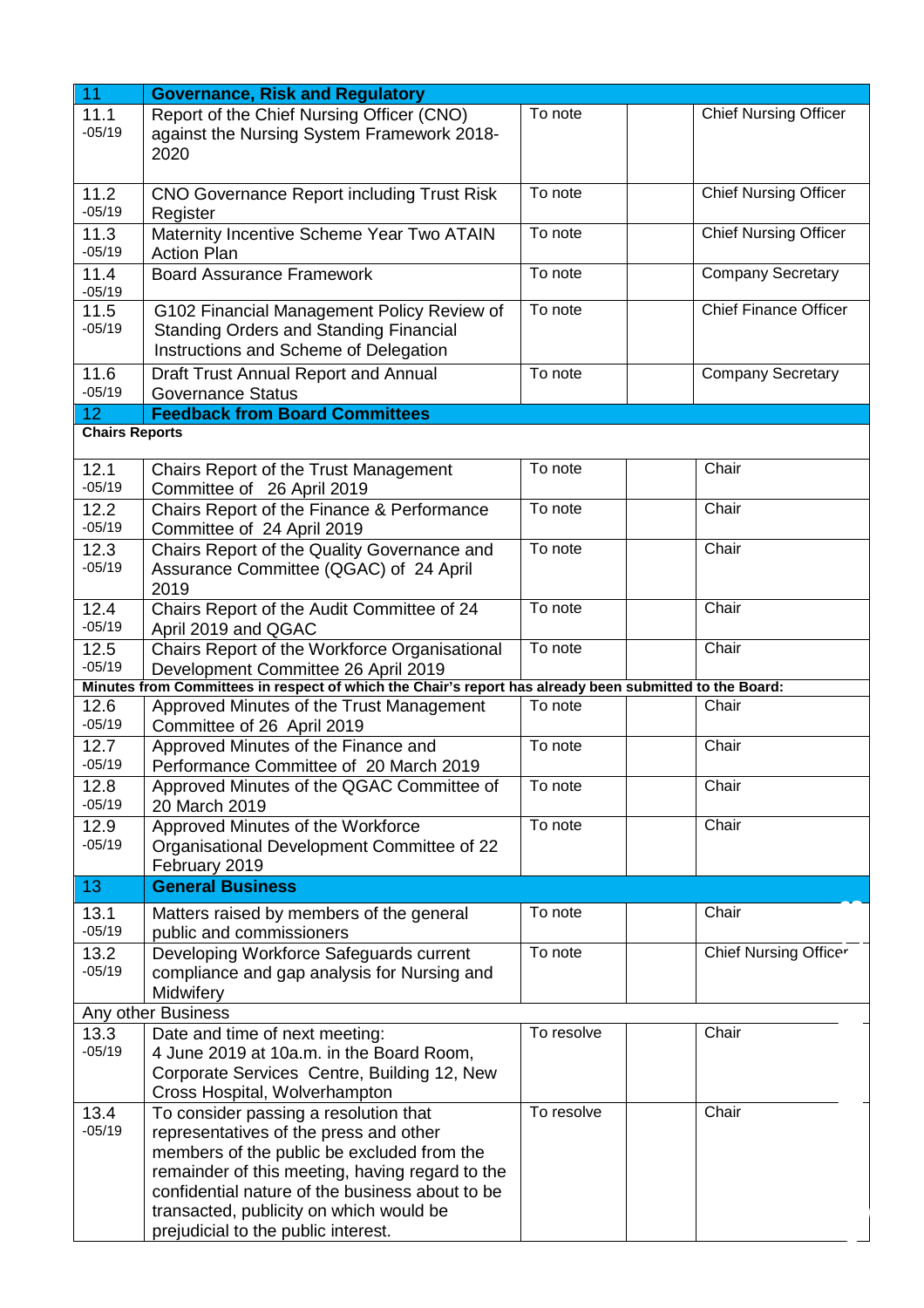| | | | | |
|---|---|---|---|---|
| **11** | **Governance, Risk and Regulatory** | | | |
| 11.1 -05/19 | Report of the Chief Nursing Officer (CNO) against the Nursing System Framework 2018-2020 | To note | | Chief Nursing Officer |
| 11.2 -05/19 | CNO Governance Report including Trust Risk Register | To note | | Chief Nursing Officer |
| 11.3 -05/19 | Maternity Incentive Scheme Year Two ATAIN Action Plan | To note | | Chief Nursing Officer |
| 11.4 -05/19 | Board Assurance Framework | To note | | Company Secretary |
| 11.5 -05/19 | G102 Financial Management Policy Review of Standing Orders and Standing Financial Instructions and Scheme of Delegation | To note | | Chief Finance Officer |
| 11.6 -05/19 | Draft Trust Annual Report and Annual Governance Status | To note | | Company Secretary |
| **12** | **Feedback from Board Committees** | | | |
| **Chairs Reports** | | | | |
| 12.1 -05/19 | Chairs Report of the Trust Management Committee of 26 April 2019 | To note | | Chair |
| 12.2 -05/19 | Chairs Report of the Finance & Performance Committee of 24 April 2019 | To note | | Chair |
| 12.3 -05/19 | Chairs Report of the Quality Governance and Assurance Committee (QGAC) of 24 April 2019 | To note | | Chair |
| 12.4 -05/19 | Chairs Report of the Audit Committee of 24 April 2019 and QGAC | To note | | Chair |
| 12.5 -05/19 | Chairs Report of the Workforce Organisational Development Committee 26 April 2019 | To note | | Chair |
| **Minutes from Committees in respect of which the Chair's report has already been submitted to the Board:** | | | | |
| 12.6 -05/19 | Approved Minutes of the Trust Management Committee of 26 April 2019 | To note | | Chair |
| 12.7 -05/19 | Approved Minutes of the Finance and Performance Committee of 20 March 2019 | To note | | Chair |
| 12.8 -05/19 | Approved Minutes of the QGAC Committee of 20 March 2019 | To note | | Chair |
| 12.9 -05/19 | Approved Minutes of the Workforce Organisational Development Committee of 22 February 2019 | To note | | Chair |
| **13** | **General Business** | | | |
| 13.1 -05/19 | Matters raised by members of the general public and commissioners | To note | | Chair |
| 13.2 -05/19 | Developing Workforce Safeguards current compliance and gap analysis for Nursing and Midwifery | To note | | Chief Nursing Officer |
| Any other Business | | | | |
| 13.3 -05/19 | Date and time of next meeting: 4 June 2019 at 10a.m. in the Board Room, Corporate Services Centre, Building 12, New Cross Hospital, Wolverhampton | To resolve | | Chair |
| 13.4 -05/19 | To consider passing a resolution that representatives of the press and other members of the public be excluded from the remainder of this meeting, having regard to the confidential nature of the business about to be transacted, publicity on which would be prejudicial to the public interest. | To resolve | | Chair |